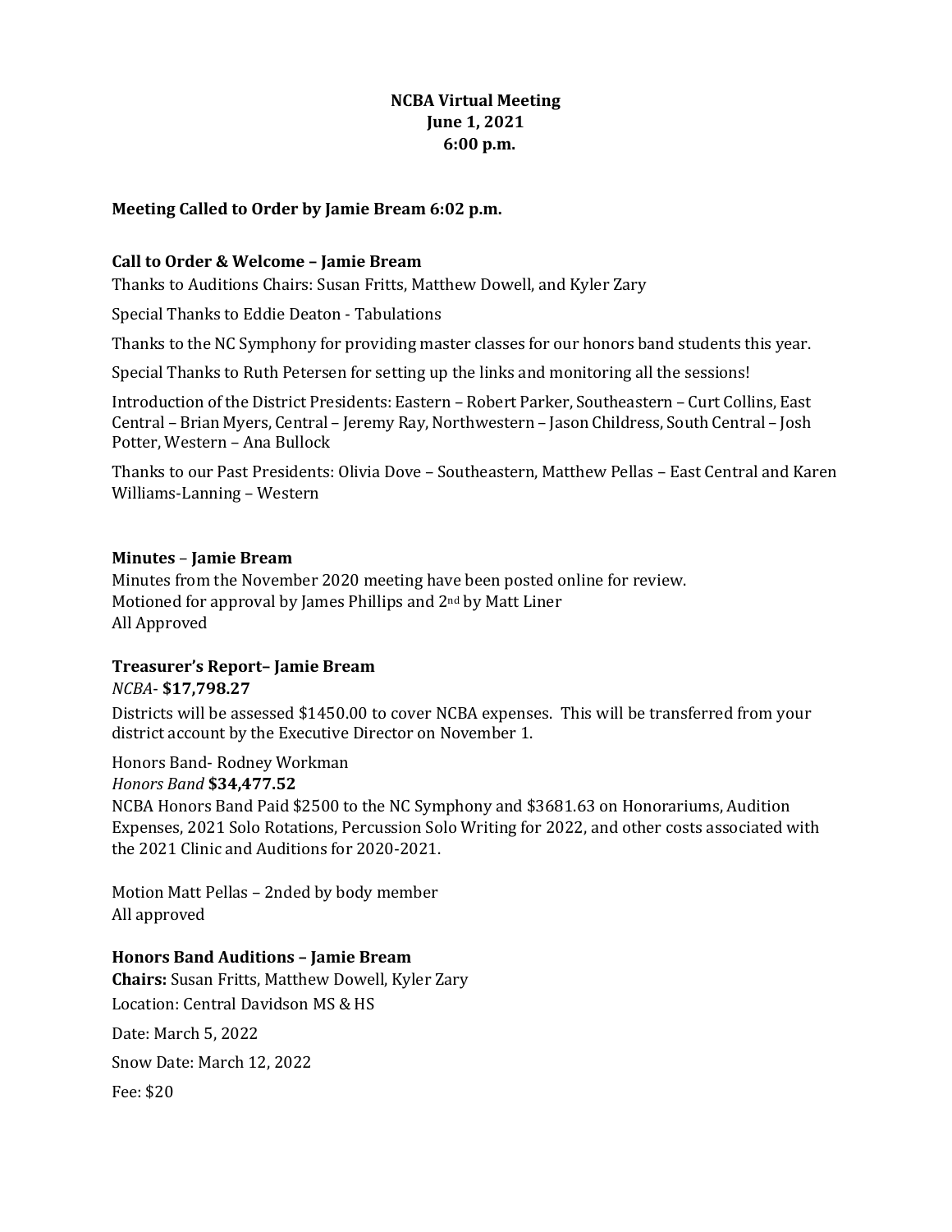**NCBA Virtual Meeting**
**June 1, 2021**
**6:00 p.m.**

**Meeting Called to Order by Jamie Bream 6:02 p.m.**

**Call to Order & Welcome – Jamie Bream**

Thanks to Auditions Chairs: Susan Fritts, Matthew Dowell, and Kyler Zary

Special Thanks to Eddie Deaton - Tabulations

Thanks to the NC Symphony for providing master classes for our honors band students this year.

Special Thanks to Ruth Petersen for setting up the links and monitoring all the sessions!

Introduction of the District Presidents: Eastern – Robert Parker, Southeastern – Curt Collins, East Central – Brian Myers, Central – Jeremy Ray, Northwestern – Jason Childress, South Central – Josh Potter, Western – Ana Bullock

Thanks to our Past Presidents: Olivia Dove – Southeastern, Matthew Pellas – East Central and Karen Williams-Lanning – Western

**Minutes – Jamie Bream**

Minutes from the November 2020 meeting have been posted online for review.
Motioned for approval by James Phillips and 2nd by Matt Liner
All Approved

**Treasurer's Report– Jamie Bream**

*NCBA*- **$17,798.27**

Districts will be assessed $1450.00 to cover NCBA expenses. This will be transferred from your district account by the Executive Director on November 1.

Honors Band- Rodney Workman

*Honors Band* **$34,477.52**

NCBA Honors Band Paid $2500 to the NC Symphony and $3681.63 on Honorariums, Audition Expenses, 2021 Solo Rotations, Percussion Solo Writing for 2022, and other costs associated with the 2021 Clinic and Auditions for 2020-2021.

Motion Matt Pellas – 2nded by body member
All approved

**Honors Band Auditions – Jamie Bream**

**Chairs:** Susan Fritts, Matthew Dowell, Kyler Zary

Location: Central Davidson MS & HS

Date: March 5, 2022

Snow Date: March 12, 2022

Fee: $20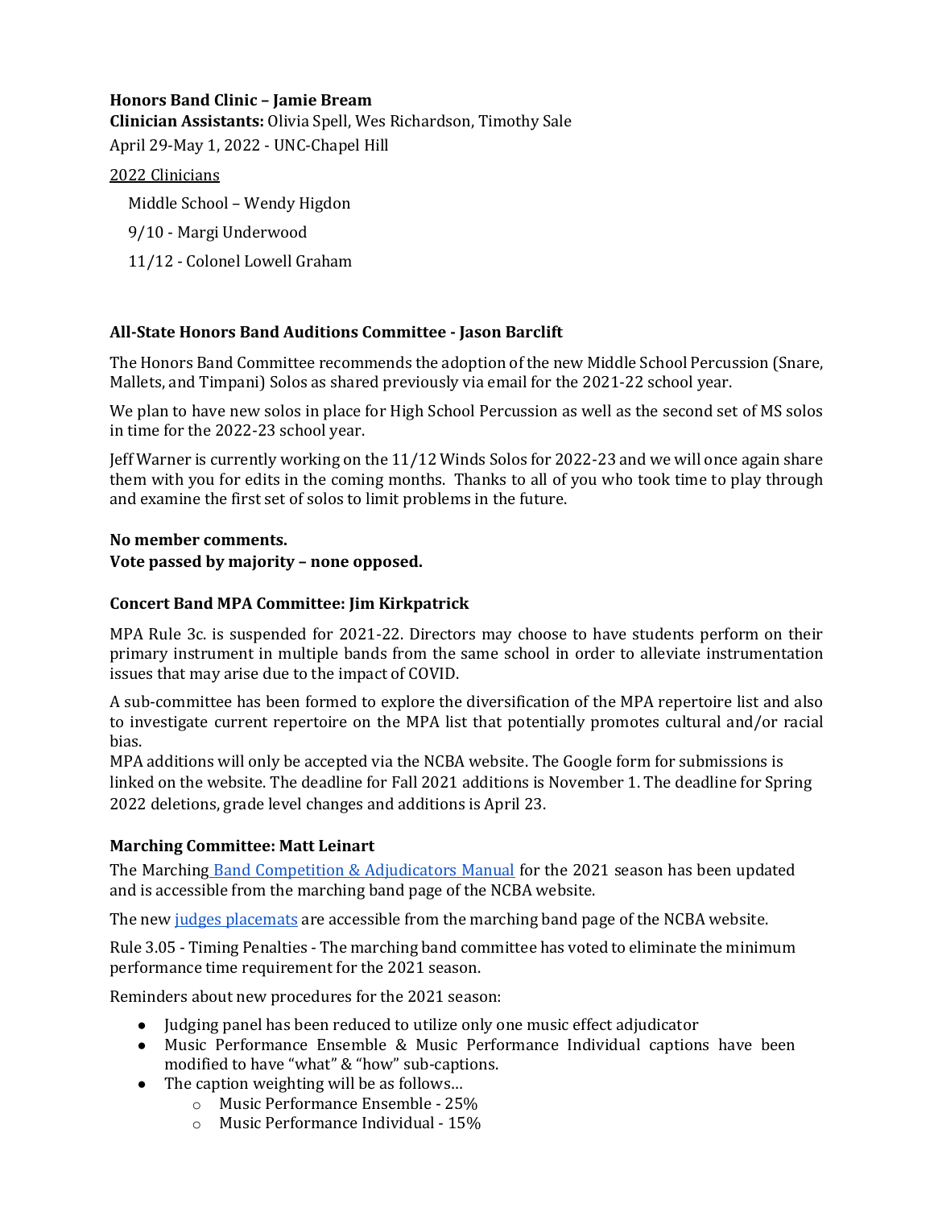**Honors Band Clinic – Jamie Bream**
**Clinician Assistants:** Olivia Spell, Wes Richardson, Timothy Sale
April 29-May 1, 2022 - UNC-Chapel Hill

2022 Clinicians

Middle School – Wendy Higdon

9/10 - Margi Underwood

11/12 - Colonel Lowell Graham

**All-State Honors Band Auditions Committee - Jason Barclift**

The Honors Band Committee recommends the adoption of the new Middle School Percussion (Snare, Mallets, and Timpani) Solos as shared previously via email for the 2021-22 school year.

We plan to have new solos in place for High School Percussion as well as the second set of MS solos in time for the 2022-23 school year.

Jeff Warner is currently working on the 11/12 Winds Solos for 2022-23 and we will once again share them with you for edits in the coming months. Thanks to all of you who took time to play through and examine the first set of solos to limit problems in the future.

**No member comments.**
**Vote passed by majority – none opposed.**

**Concert Band MPA Committee: Jim Kirkpatrick**

MPA Rule 3c. is suspended for 2021-22. Directors may choose to have students perform on their primary instrument in multiple bands from the same school in order to alleviate instrumentation issues that may arise due to the impact of COVID.

A sub-committee has been formed to explore the diversification of the MPA repertoire list and also to investigate current repertoire on the MPA list that potentially promotes cultural and/or racial bias.
MPA additions will only be accepted via the NCBA website. The Google form for submissions is linked on the website. The deadline for Fall 2021 additions is November 1. The deadline for Spring 2022 deletions, grade level changes and additions is April 23.

**Marching Committee: Matt Leinart**

The Marching Band Competition & Adjudicators Manual for the 2021 season has been updated and is accessible from the marching band page of the NCBA website.

The new judges placemats are accessible from the marching band page of the NCBA website.

Rule 3.05 - Timing Penalties - The marching band committee has voted to eliminate the minimum performance time requirement for the 2021 season.

Reminders about new procedures for the 2021 season:

- Judging panel has been reduced to utilize only one music effect adjudicator
- Music Performance Ensemble & Music Performance Individual captions have been modified to have "what" & "how" sub-captions.
- The caption weighting will be as follows…
    - Music Performance Ensemble - 25%
    - Music Performance Individual - 15%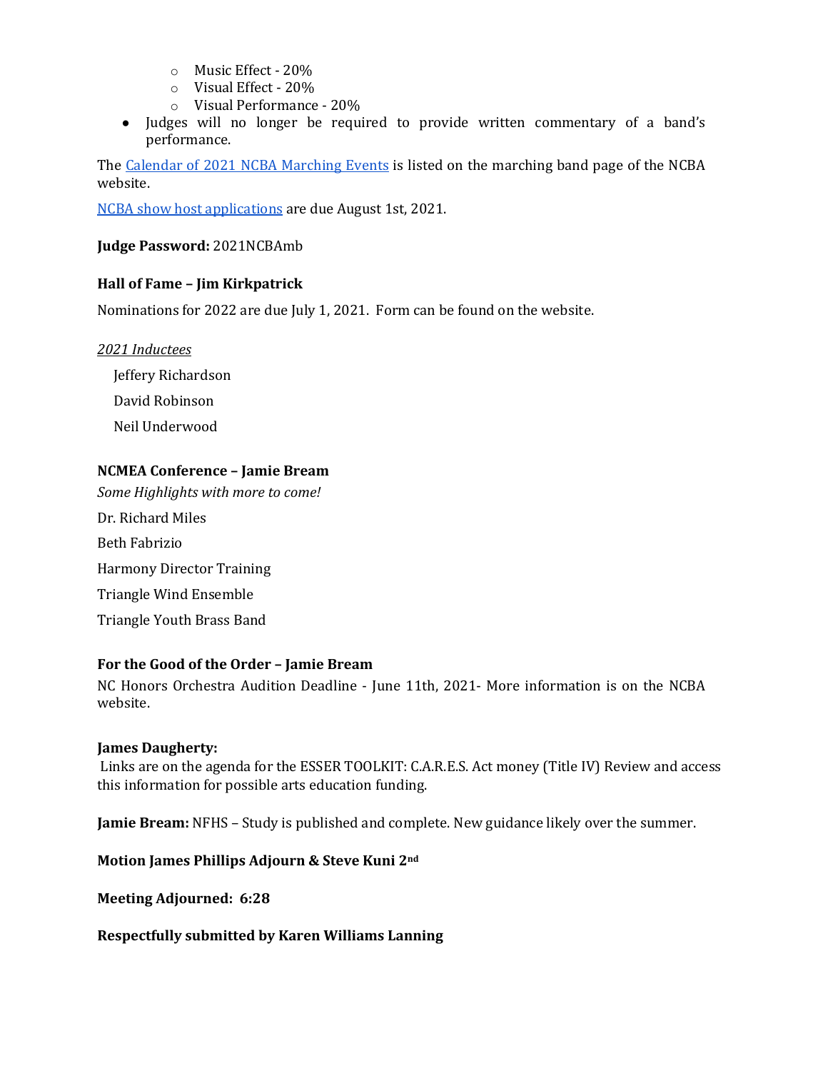- Music Effect - 20%
  - Visual Effect - 20%
  - Visual Performance - 20%
- Judges will no longer be required to provide written commentary of a band's performance.

The Calendar of 2021 NCBA Marching Events is listed on the marching band page of the NCBA website.

NCBA show host applications are due August 1st, 2021.

**Judge Password:** 2021NCBAmb

**Hall of Fame – Jim Kirkpatrick**

Nominations for 2022 are due July 1, 2021. Form can be found on the website.

*2021 Inductees*

Jeffery Richardson

David Robinson

Neil Underwood

**NCMEA Conference – Jamie Bream**

*Some Highlights with more to come!*

Dr. Richard Miles

Beth Fabrizio

Harmony Director Training

Triangle Wind Ensemble

Triangle Youth Brass Band

**For the Good of the Order – Jamie Bream**

NC Honors Orchestra Audition Deadline - June 11th, 2021- More information is on the NCBA website.

**James Daugherty:**

Links are on the agenda for the ESSER TOOLKIT: C.A.R.E.S. Act money (Title IV) Review and access this information for possible arts education funding.

**Jamie Bream:** NFHS – Study is published and complete. New guidance likely over the summer.

**Motion James Phillips Adjourn & Steve Kuni 2nd**

**Meeting Adjourned: 6:28**

**Respectfully submitted by Karen Williams Lanning**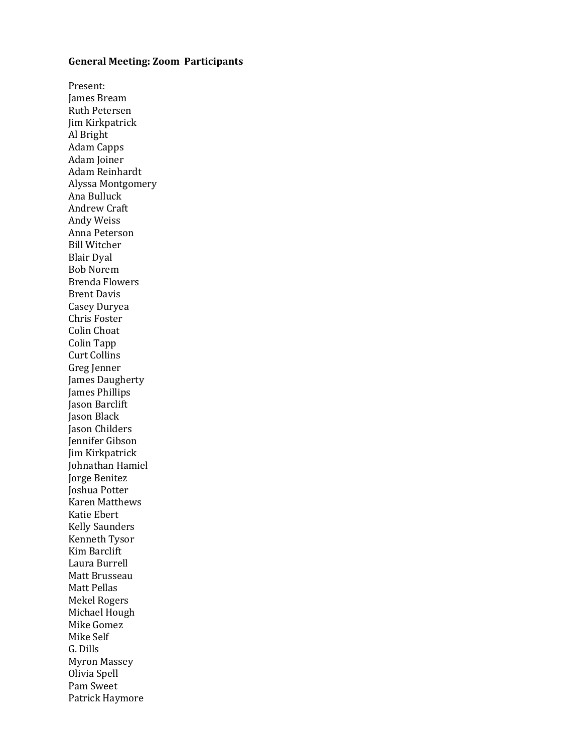**General Meeting: Zoom Participants**

Present:
James Bream
Ruth Petersen
Jim Kirkpatrick
Al Bright
Adam Capps
Adam Joiner
Adam Reinhardt
Alyssa Montgomery
Ana Bulluck
Andrew Craft
Andy Weiss
Anna Peterson
Bill Witcher
Blair Dyal
Bob Norem
Brenda Flowers
Brent Davis
Casey Duryea
Chris Foster
Colin Choat
Colin Tapp
Curt Collins
Greg Jenner
James Daugherty
James Phillips
Jason Barclift
Jason Black
Jason Childers
Jennifer Gibson
Jim Kirkpatrick
Johnathan Hamiel
Jorge Benitez
Joshua Potter
Karen Matthews
Katie Ebert
Kelly Saunders
Kenneth Tysor
Kim Barclift
Laura Burrell
Matt Brusseau
Matt Pellas
Mekel Rogers
Michael Hough
Mike Gomez
Mike Self
G. Dills
Myron Massey
Olivia Spell
Pam Sweet
Patrick Haymore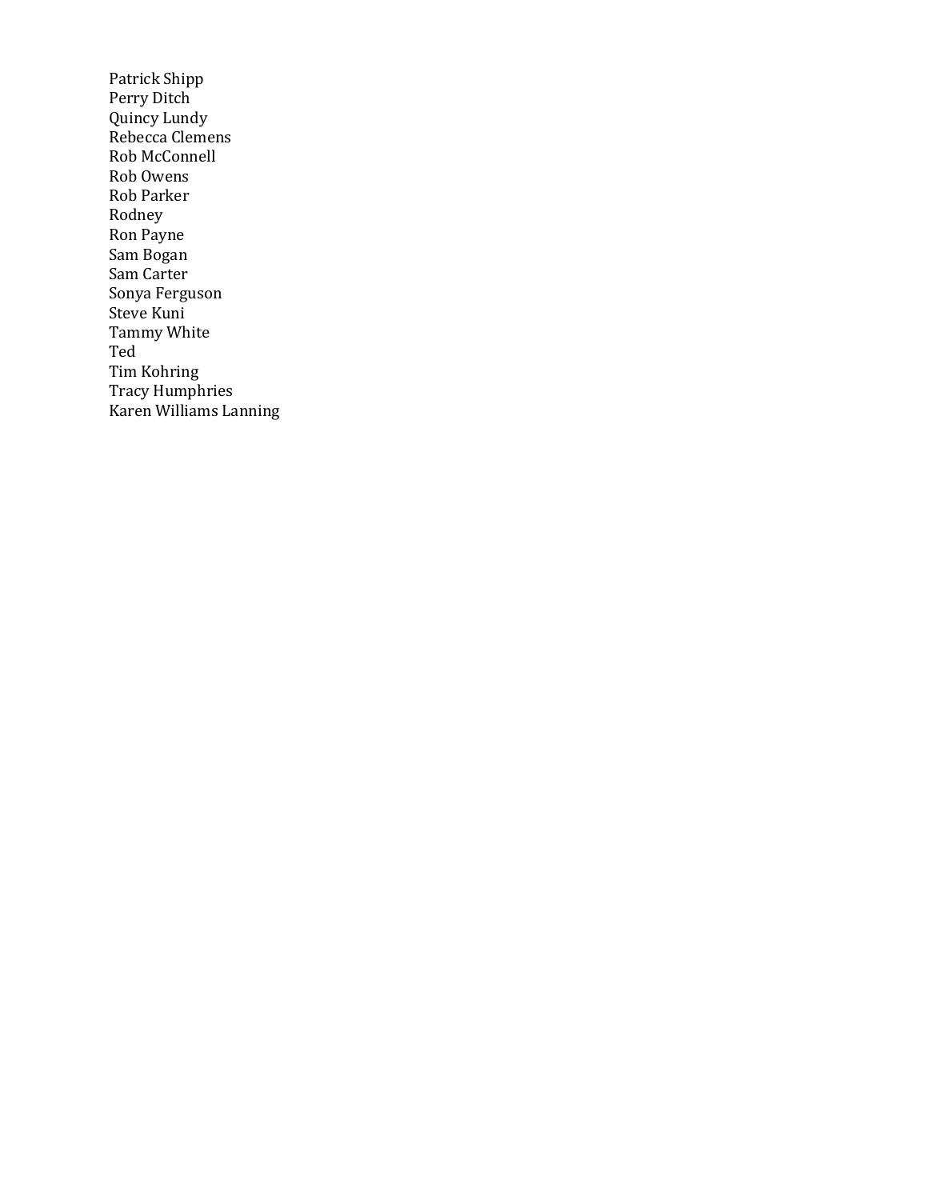Patrick Shipp
Perry Ditch
Quincy Lundy
Rebecca Clemens
Rob McConnell
Rob Owens
Rob Parker
Rodney
Ron Payne
Sam Bogan
Sam Carter
Sonya Ferguson
Steve Kuni
Tammy White
Ted
Tim Kohring
Tracy Humphries
Karen Williams Lanning